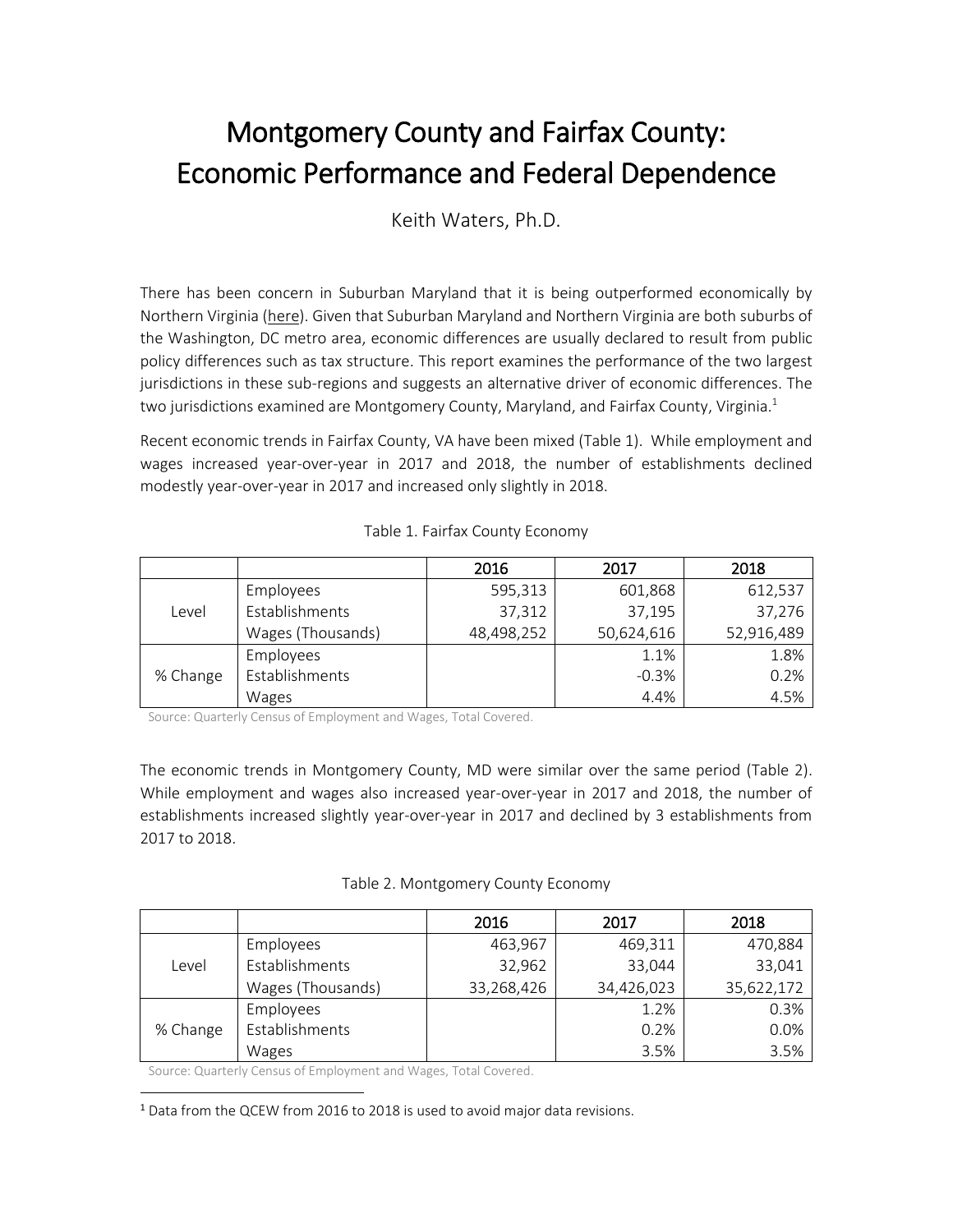# Montgomery County and Fairfax County: Economic Performance and Federal Dependence

Keith Waters, Ph.D.

There has been concern in Suburban Maryland that it is being outperformed economically by Northern Virginia (here). Given that Suburban Maryland and Northern Virginia are both suburbs of the Washington, DC metro area, economic differences are usually declared to result from public policy differences such as tax structure. This report examines the performance of the two largest jurisdictions in these sub-regions and suggests an alternative driver of economic differences. The two jurisdictions examined are Montgomery County, Maryland, and Fairfax County, Virginia.[1]

Recent economic trends in Fairfax County, VA have been mixed (Table 1). While employment and wages increased year-over-year in 2017 and 2018, the number of establishments declined modestly year-over-year in 2017 and increased only slightly in 2018.

Table 1. Fairfax County Economy

| | | 2016 | 2017 | 2018 |
|---|---|---|---|---|
| Level | Employees | 595,313 | 601,868 | 612,537 |
| | Establishments | 37,312 | 37,195 | 37,276 |
| | Wages (Thousands) | 48,498,252 | 50,624,616 | 52,916,489 |
| % Change | Employees | | 1.1% | 1.8% |
| | Establishments | | -0.3% | 0.2% |
| | Wages | | 4.4% | 4.5% |

Source: Quarterly Census of Employment and Wages, Total Covered.

The economic trends in Montgomery County, MD were similar over the same period (Table 2). While employment and wages also increased year-over-year in 2017 and 2018, the number of establishments increased slightly year-over-year in 2017 and declined by 3 establishments from 2017 to 2018.

Table 2. Montgomery County Economy

| | | 2016 | 2017 | 2018 |
|---|---|---|---|---|
| Level | Employees | 463,967 | 469,311 | 470,884 |
| | Establishments | 32,962 | 33,044 | 33,041 |
| | Wages (Thousands) | 33,268,426 | 34,426,023 | 35,622,172 |
| % Change | Employees | | 1.2% | 0.3% |
| | Establishments | | 0.2% | 0.0% |
| | Wages | | 3.5% | 3.5% |

Source: Quarterly Census of Employment and Wages, Total Covered.

[1] Data from the QCEW from 2016 to 2018 is used to avoid major data revisions.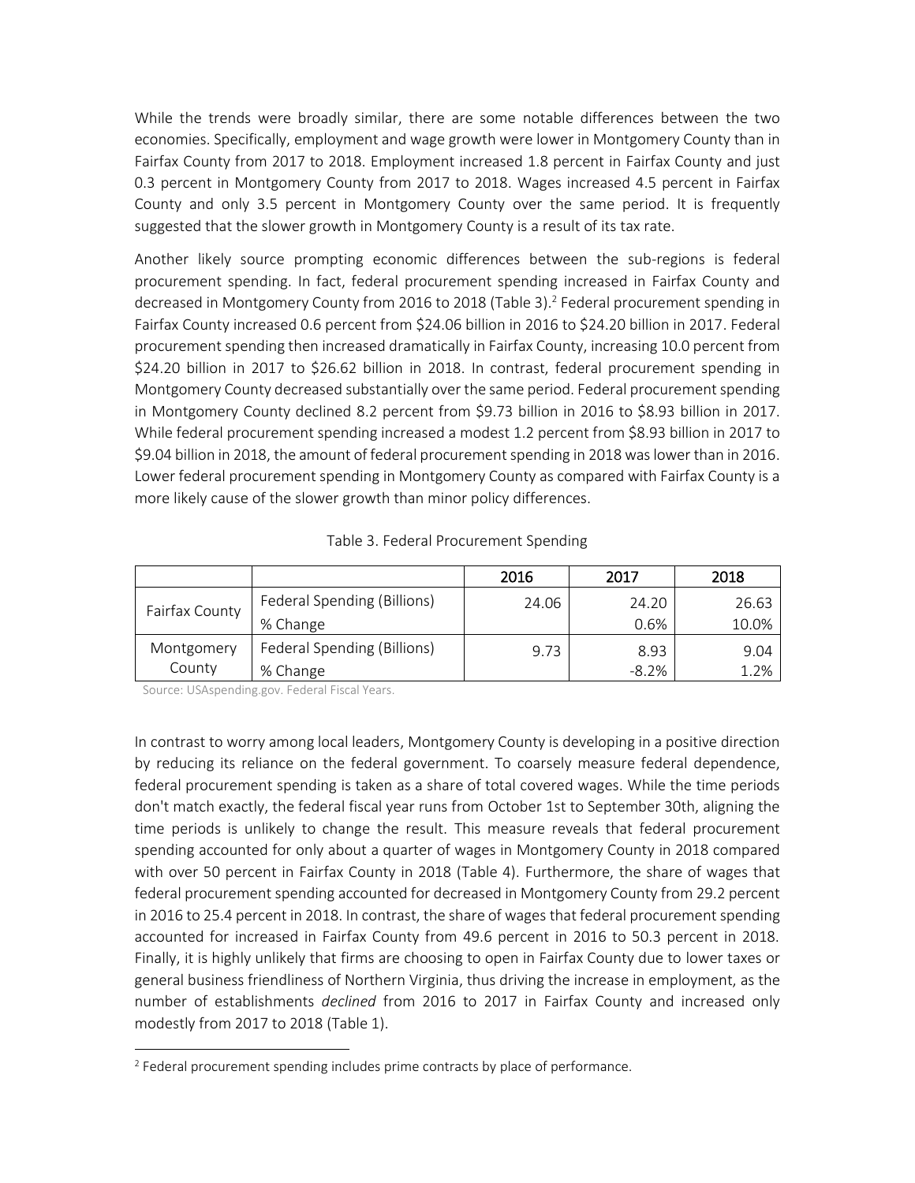While the trends were broadly similar, there are some notable differences between the two economies. Specifically, employment and wage growth were lower in Montgomery County than in Fairfax County from 2017 to 2018. Employment increased 1.8 percent in Fairfax County and just 0.3 percent in Montgomery County from 2017 to 2018. Wages increased 4.5 percent in Fairfax County and only 3.5 percent in Montgomery County over the same period. It is frequently suggested that the slower growth in Montgomery County is a result of its tax rate.

Another likely source prompting economic differences between the sub-regions is federal procurement spending. In fact, federal procurement spending increased in Fairfax County and decreased in Montgomery County from 2016 to 2018 (Table 3).[2] Federal procurement spending in Fairfax County increased 0.6 percent from $24.06 billion in 2016 to $24.20 billion in 2017. Federal procurement spending then increased dramatically in Fairfax County, increasing 10.0 percent from $24.20 billion in 2017 to $26.62 billion in 2018. In contrast, federal procurement spending in Montgomery County decreased substantially over the same period. Federal procurement spending in Montgomery County declined 8.2 percent from $9.73 billion in 2016 to $8.93 billion in 2017. While federal procurement spending increased a modest 1.2 percent from $8.93 billion in 2017 to $9.04 billion in 2018, the amount of federal procurement spending in 2018 was lower than in 2016. Lower federal procurement spending in Montgomery County as compared with Fairfax County is a more likely cause of the slower growth than minor policy differences.

Table 3. Federal Procurement Spending

| | | 2016 | 2017 | 2018 |
|---|---|---|---|---|
| Fairfax County | Federal Spending (Billions) | 24.06 | 24.20 | 26.63 |
| | % Change | | 0.6% | 10.0% |
| Montgomery County | Federal Spending (Billions) | 9.73 | 8.93 | 9.04 |
| | % Change | | -8.2% | 1.2% |

Source: USAspending.gov. Federal Fiscal Years.

In contrast to worry among local leaders, Montgomery County is developing in a positive direction by reducing its reliance on the federal government. To coarsely measure federal dependence, federal procurement spending is taken as a share of total covered wages. While the time periods don't match exactly, the federal fiscal year runs from October 1st to September 30th, aligning the time periods is unlikely to change the result. This measure reveals that federal procurement spending accounted for only about a quarter of wages in Montgomery County in 2018 compared with over 50 percent in Fairfax County in 2018 (Table 4). Furthermore, the share of wages that federal procurement spending accounted for decreased in Montgomery County from 29.2 percent in 2016 to 25.4 percent in 2018. In contrast, the share of wages that federal procurement spending accounted for increased in Fairfax County from 49.6 percent in 2016 to 50.3 percent in 2018. Finally, it is highly unlikely that firms are choosing to open in Fairfax County due to lower taxes or general business friendliness of Northern Virginia, thus driving the increase in employment, as the number of establishments *declined* from 2016 to 2017 in Fairfax County and increased only modestly from 2017 to 2018 (Table 1).

[2] Federal procurement spending includes prime contracts by place of performance.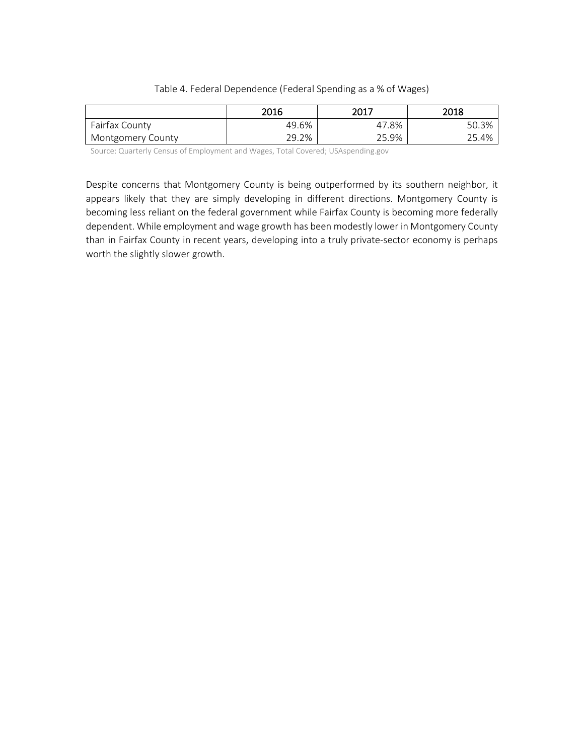Table 4. Federal Dependence (Federal Spending as a % of Wages)

| | 2016 | 2017 | 2018 |
|---|---|---|---|
| Fairfax County | 49.6% | 47.8% | 50.3% |
| Montgomery County | 29.2% | 25.9% | 25.4% |

Source: Quarterly Census of Employment and Wages, Total Covered; USAspending.gov

Despite concerns that Montgomery County is being outperformed by its southern neighbor, it appears likely that they are simply developing in different directions. Montgomery County is becoming less reliant on the federal government while Fairfax County is becoming more federally dependent. While employment and wage growth has been modestly lower in Montgomery County than in Fairfax County in recent years, developing into a truly private-sector economy is perhaps worth the slightly slower growth.